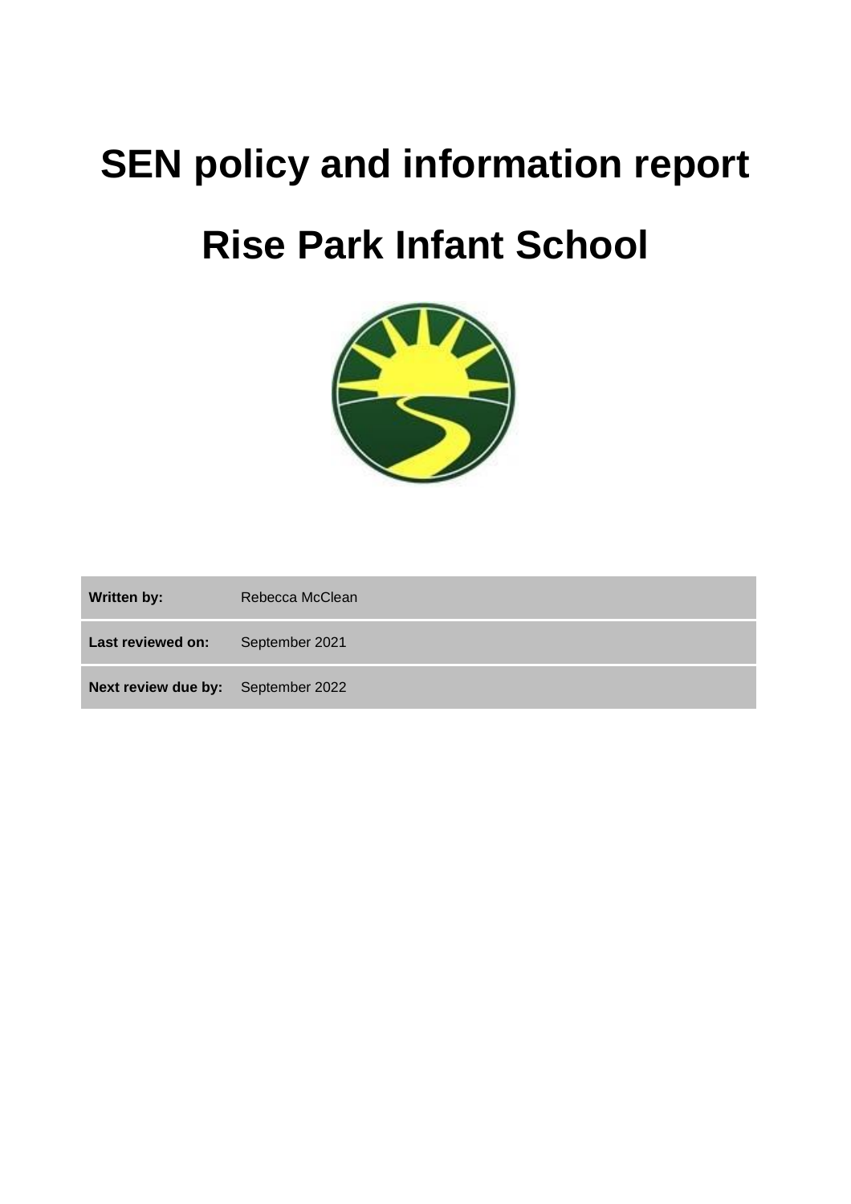# SEN policy and information report

# Rise Park Infant School

| | |
|---|---|
| **Written by:** | Rebecca McClean |
| **Last reviewed on:** | September 2021 |
| **Next review due by:** | September 2022 |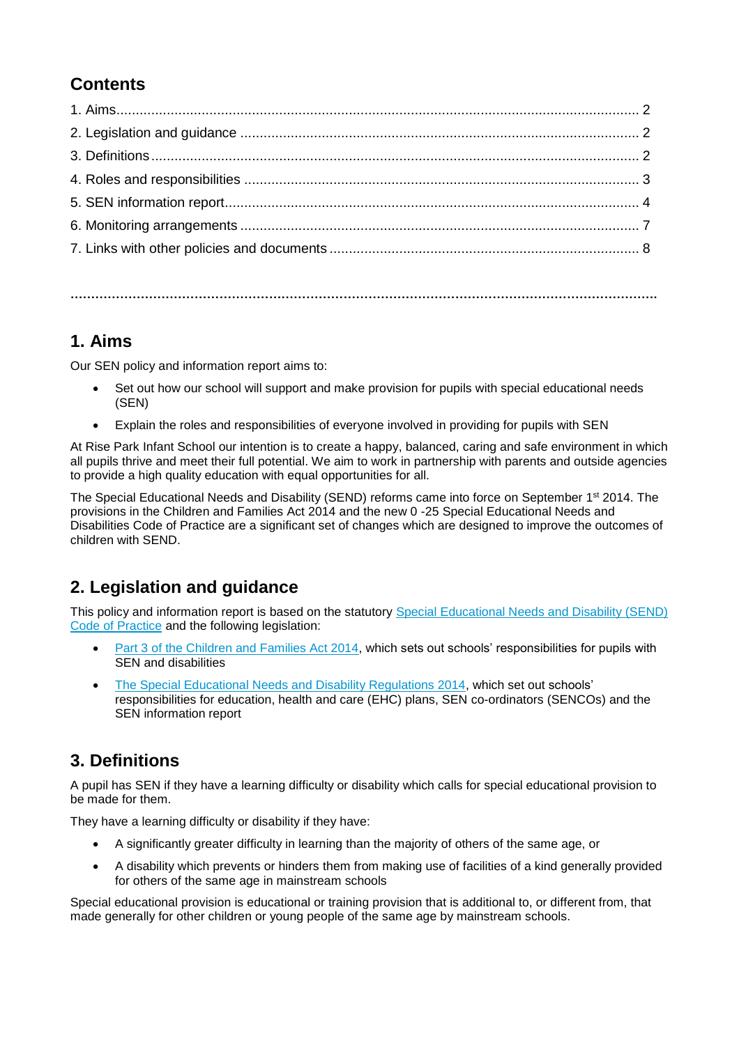## Contents

1. Aims ........................................................................................................................................ 2
2. Legislation and guidance ...................................................................................................... 2
3. Definitions ............................................................................................................................. 2
4. Roles and responsibilities ..................................................................................................... 3
5. SEN information report .......................................................................................................... 4
6. Monitoring arrangements ...................................................................................................... 7
7. Links with other policies and documents ............................................................................... 8

---

## 1. Aims

Our SEN policy and information report aims to:

- Set out how our school will support and make provision for pupils with special educational needs (SEN)
- Explain the roles and responsibilities of everyone involved in providing for pupils with SEN

At Rise Park Infant School our intention is to create a happy, balanced, caring and safe environment in which all pupils thrive and meet their full potential. We aim to work in partnership with parents and outside agencies to provide a high quality education with equal opportunities for all.

The Special Educational Needs and Disability (SEND) reforms came into force on September 1st 2014. The provisions in the Children and Families Act 2014 and the new 0 -25 Special Educational Needs and Disabilities Code of Practice are a significant set of changes which are designed to improve the outcomes of children with SEND.

## 2. Legislation and guidance

This policy and information report is based on the statutory Special Educational Needs and Disability (SEND) Code of Practice and the following legislation:

- Part 3 of the Children and Families Act 2014, which sets out schools' responsibilities for pupils with SEN and disabilities
- The Special Educational Needs and Disability Regulations 2014, which set out schools' responsibilities for education, health and care (EHC) plans, SEN co-ordinators (SENCOs) and the SEN information report

## 3. Definitions

A pupil has SEN if they have a learning difficulty or disability which calls for special educational provision to be made for them.

They have a learning difficulty or disability if they have:

- A significantly greater difficulty in learning than the majority of others of the same age, or
- A disability which prevents or hinders them from making use of facilities of a kind generally provided for others of the same age in mainstream schools

Special educational provision is educational or training provision that is additional to, or different from, that made generally for other children or young people of the same age by mainstream schools.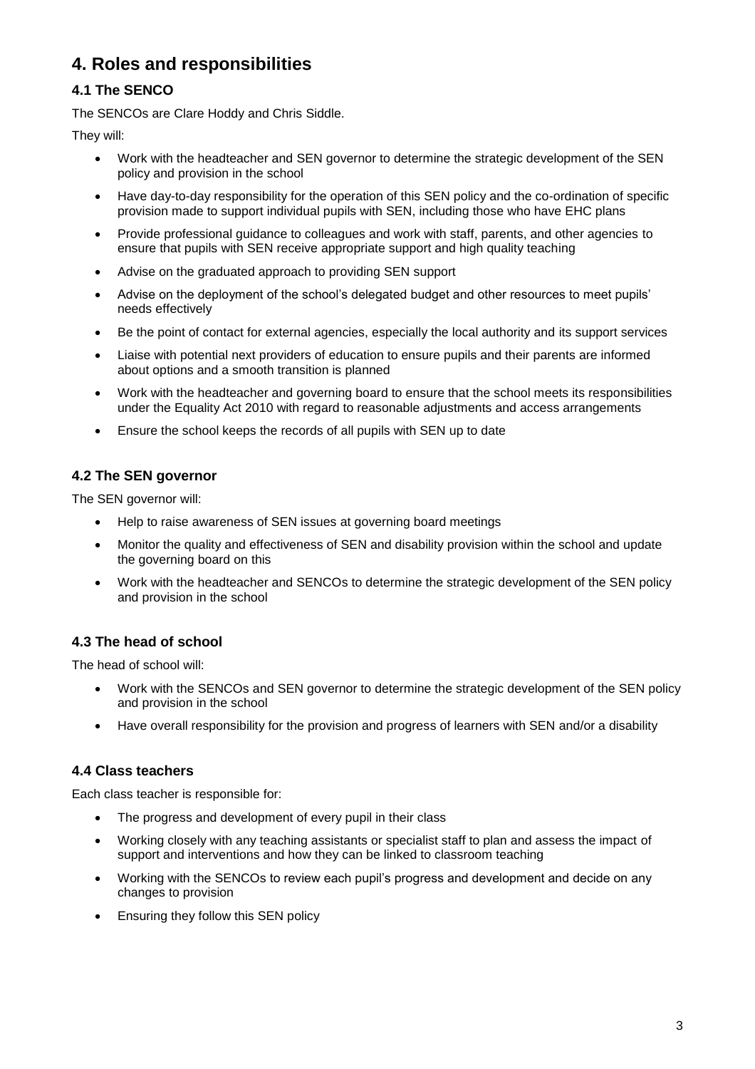# 4. Roles and responsibilities

## 4.1 The SENCO

The SENCOs are Clare Hoddy and Chris Siddle.

They will:

- Work with the headteacher and SEN governor to determine the strategic development of the SEN policy and provision in the school
- Have day-to-day responsibility for the operation of this SEN policy and the co-ordination of specific provision made to support individual pupils with SEN, including those who have EHC plans
- Provide professional guidance to colleagues and work with staff, parents, and other agencies to ensure that pupils with SEN receive appropriate support and high quality teaching
- Advise on the graduated approach to providing SEN support
- Advise on the deployment of the school's delegated budget and other resources to meet pupils' needs effectively
- Be the point of contact for external agencies, especially the local authority and its support services
- Liaise with potential next providers of education to ensure pupils and their parents are informed about options and a smooth transition is planned
- Work with the headteacher and governing board to ensure that the school meets its responsibilities under the Equality Act 2010 with regard to reasonable adjustments and access arrangements
- Ensure the school keeps the records of all pupils with SEN up to date

## 4.2 The SEN governor

The SEN governor will:

- Help to raise awareness of SEN issues at governing board meetings
- Monitor the quality and effectiveness of SEN and disability provision within the school and update the governing board on this
- Work with the headteacher and SENCOs to determine the strategic development of the SEN policy and provision in the school

## 4.3 The head of school

The head of school will:

- Work with the SENCOs and SEN governor to determine the strategic development of the SEN policy and provision in the school
- Have overall responsibility for the provision and progress of learners with SEN and/or a disability

## 4.4 Class teachers

Each class teacher is responsible for:

- The progress and development of every pupil in their class
- Working closely with any teaching assistants or specialist staff to plan and assess the impact of support and interventions and how they can be linked to classroom teaching
- Working with the SENCOs to review each pupil's progress and development and decide on any changes to provision
- Ensuring they follow this SEN policy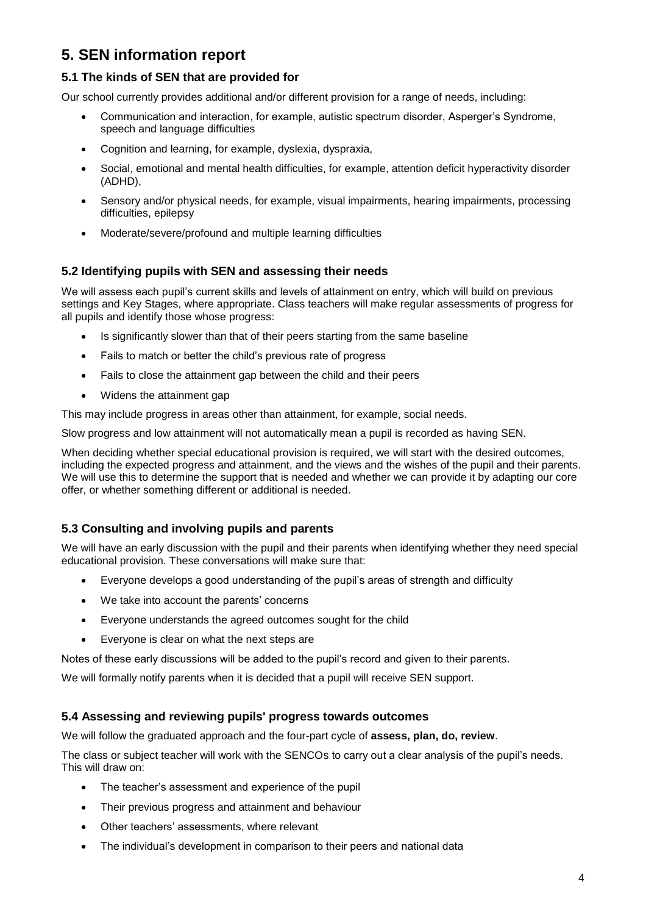## 5. SEN information report

### 5.1 The kinds of SEN that are provided for

Our school currently provides additional and/or different provision for a range of needs, including:

- Communication and interaction, for example, autistic spectrum disorder, Asperger's Syndrome, speech and language difficulties
- Cognition and learning, for example, dyslexia, dyspraxia,
- Social, emotional and mental health difficulties, for example, attention deficit hyperactivity disorder (ADHD),
- Sensory and/or physical needs, for example, visual impairments, hearing impairments, processing difficulties, epilepsy
- Moderate/severe/profound and multiple learning difficulties

### 5.2 Identifying pupils with SEN and assessing their needs

We will assess each pupil's current skills and levels of attainment on entry, which will build on previous settings and Key Stages, where appropriate. Class teachers will make regular assessments of progress for all pupils and identify those whose progress:

- Is significantly slower than that of their peers starting from the same baseline
- Fails to match or better the child's previous rate of progress
- Fails to close the attainment gap between the child and their peers
- Widens the attainment gap

This may include progress in areas other than attainment, for example, social needs.

Slow progress and low attainment will not automatically mean a pupil is recorded as having SEN.

When deciding whether special educational provision is required, we will start with the desired outcomes, including the expected progress and attainment, and the views and the wishes of the pupil and their parents. We will use this to determine the support that is needed and whether we can provide it by adapting our core offer, or whether something different or additional is needed.

### 5.3 Consulting and involving pupils and parents

We will have an early discussion with the pupil and their parents when identifying whether they need special educational provision. These conversations will make sure that:

- Everyone develops a good understanding of the pupil's areas of strength and difficulty
- We take into account the parents' concerns
- Everyone understands the agreed outcomes sought for the child
- Everyone is clear on what the next steps are

Notes of these early discussions will be added to the pupil's record and given to their parents.

We will formally notify parents when it is decided that a pupil will receive SEN support.

### 5.4 Assessing and reviewing pupils' progress towards outcomes

We will follow the graduated approach and the four-part cycle of **assess, plan, do, review**.

The class or subject teacher will work with the SENCOs to carry out a clear analysis of the pupil's needs. This will draw on:

- The teacher's assessment and experience of the pupil
- Their previous progress and attainment and behaviour
- Other teachers' assessments, where relevant
- The individual's development in comparison to their peers and national data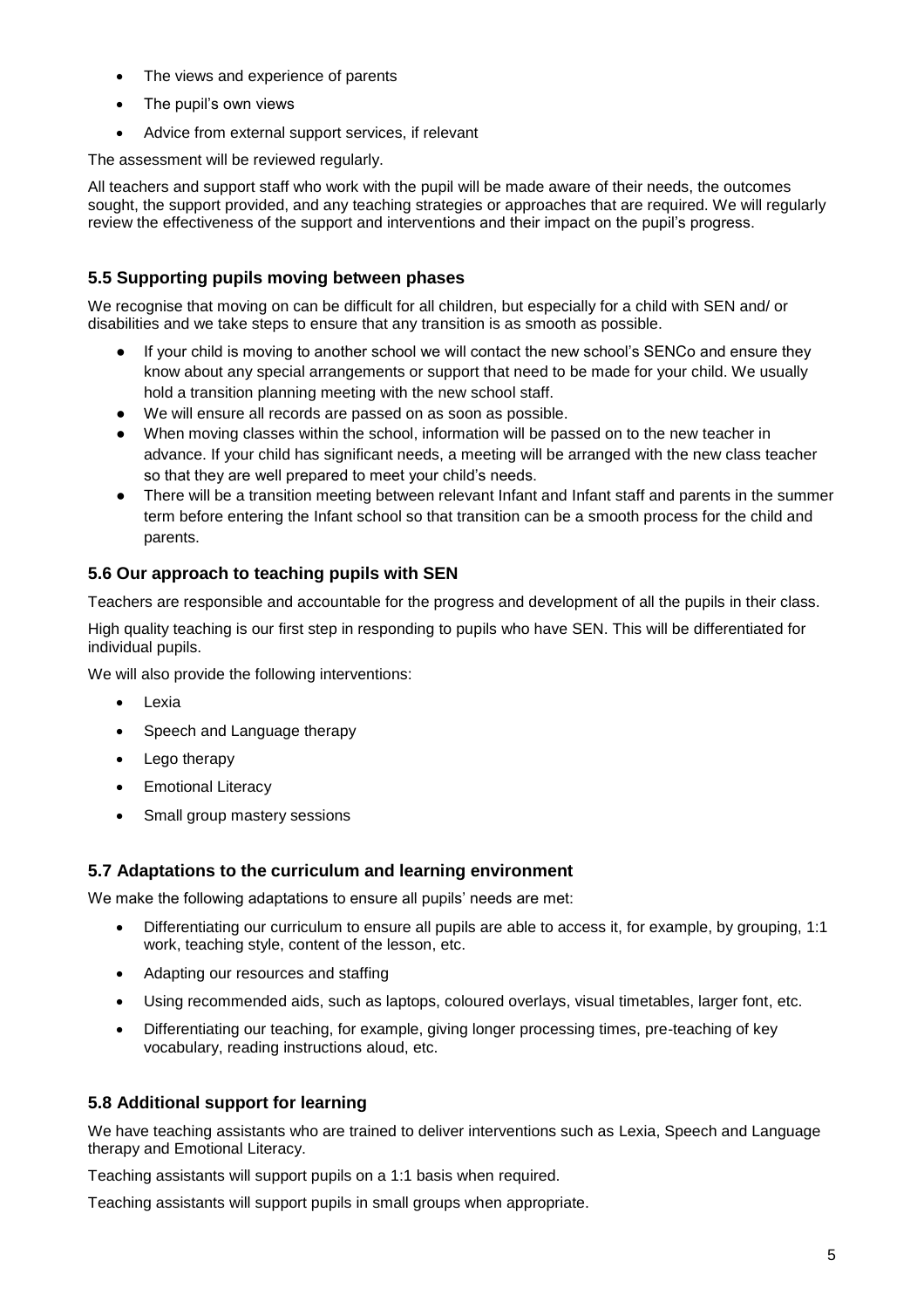- The views and experience of parents
- The pupil's own views
- Advice from external support services, if relevant

The assessment will be reviewed regularly.

All teachers and support staff who work with the pupil will be made aware of their needs, the outcomes sought, the support provided, and any teaching strategies or approaches that are required. We will regularly review the effectiveness of the support and interventions and their impact on the pupil's progress.

### 5.5 Supporting pupils moving between phases

We recognise that moving on can be difficult for all children, but especially for a child with SEN and/ or disabilities and we take steps to ensure that any transition is as smooth as possible.

- If your child is moving to another school we will contact the new school's SENCo and ensure they know about any special arrangements or support that need to be made for your child. We usually hold a transition planning meeting with the new school staff.
- We will ensure all records are passed on as soon as possible.
- When moving classes within the school, information will be passed on to the new teacher in advance. If your child has significant needs, a meeting will be arranged with the new class teacher so that they are well prepared to meet your child's needs.
- There will be a transition meeting between relevant Infant and Infant staff and parents in the summer term before entering the Infant school so that transition can be a smooth process for the child and parents.

### 5.6 Our approach to teaching pupils with SEN

Teachers are responsible and accountable for the progress and development of all the pupils in their class.

High quality teaching is our first step in responding to pupils who have SEN. This will be differentiated for individual pupils.

We will also provide the following interventions:

- Lexia
- Speech and Language therapy
- Lego therapy
- Emotional Literacy
- Small group mastery sessions

### 5.7 Adaptations to the curriculum and learning environment

We make the following adaptations to ensure all pupils' needs are met:

- Differentiating our curriculum to ensure all pupils are able to access it, for example, by grouping, 1:1 work, teaching style, content of the lesson, etc.
- Adapting our resources and staffing
- Using recommended aids, such as laptops, coloured overlays, visual timetables, larger font, etc.
- Differentiating our teaching, for example, giving longer processing times, pre-teaching of key vocabulary, reading instructions aloud, etc.

### 5.8 Additional support for learning

We have teaching assistants who are trained to deliver interventions such as Lexia, Speech and Language therapy and Emotional Literacy.

Teaching assistants will support pupils on a 1:1 basis when required.

Teaching assistants will support pupils in small groups when appropriate.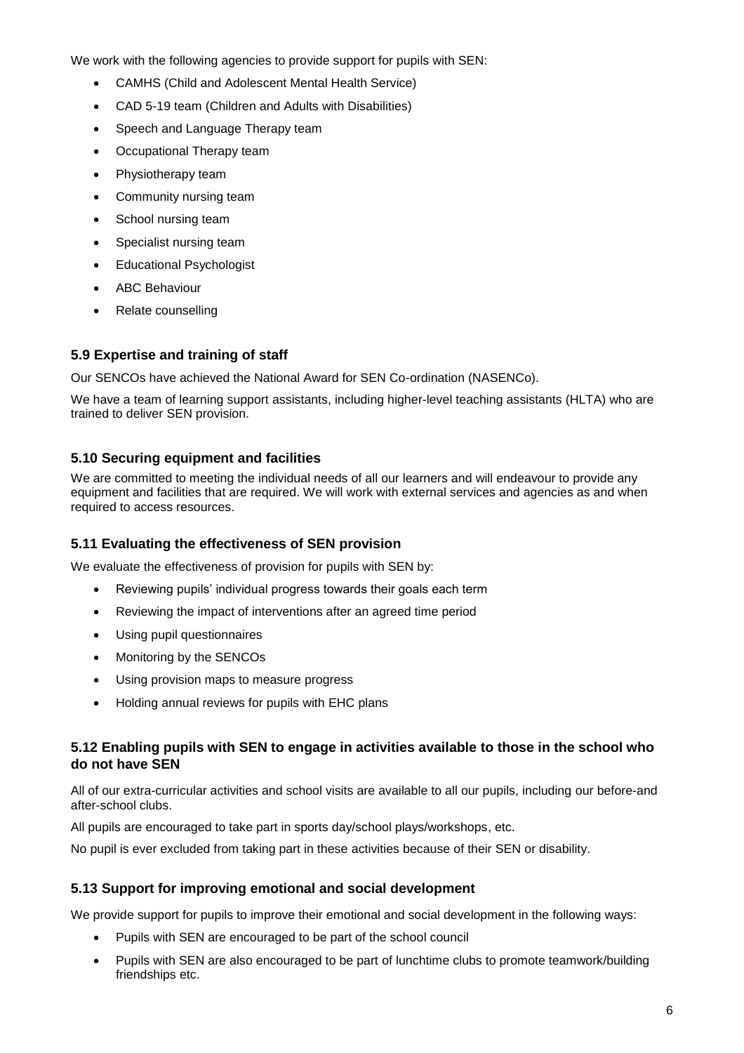We work with the following agencies to provide support for pupils with SEN:

- CAMHS (Child and Adolescent Mental Health Service)
- CAD 5-19 team (Children and Adults with Disabilities)
- Speech and Language Therapy team
- Occupational Therapy team
- Physiotherapy team
- Community nursing team
- School nursing team
- Specialist nursing team
- Educational Psychologist
- ABC Behaviour
- Relate counselling

### 5.9 Expertise and training of staff

Our SENCOs have achieved the National Award for SEN Co-ordination (NASENCo).

We have a team of learning support assistants, including higher-level teaching assistants (HLTA) who are trained to deliver SEN provision.

### 5.10 Securing equipment and facilities

We are committed to meeting the individual needs of all our learners and will endeavour to provide any equipment and facilities that are required. We will work with external services and agencies as and when required to access resources.

### 5.11 Evaluating the effectiveness of SEN provision

We evaluate the effectiveness of provision for pupils with SEN by:

- Reviewing pupils' individual progress towards their goals each term
- Reviewing the impact of interventions after an agreed time period
- Using pupil questionnaires
- Monitoring by the SENCOs
- Using provision maps to measure progress
- Holding annual reviews for pupils with EHC plans

### 5.12 Enabling pupils with SEN to engage in activities available to those in the school who do not have SEN

All of our extra-curricular activities and school visits are available to all our pupils, including our before-and after-school clubs.

All pupils are encouraged to take part in sports day/school plays/workshops, etc.

No pupil is ever excluded from taking part in these activities because of their SEN or disability.

### 5.13 Support for improving emotional and social development

We provide support for pupils to improve their emotional and social development in the following ways:

- Pupils with SEN are encouraged to be part of the school council
- Pupils with SEN are also encouraged to be part of lunchtime clubs to promote teamwork/building friendships etc.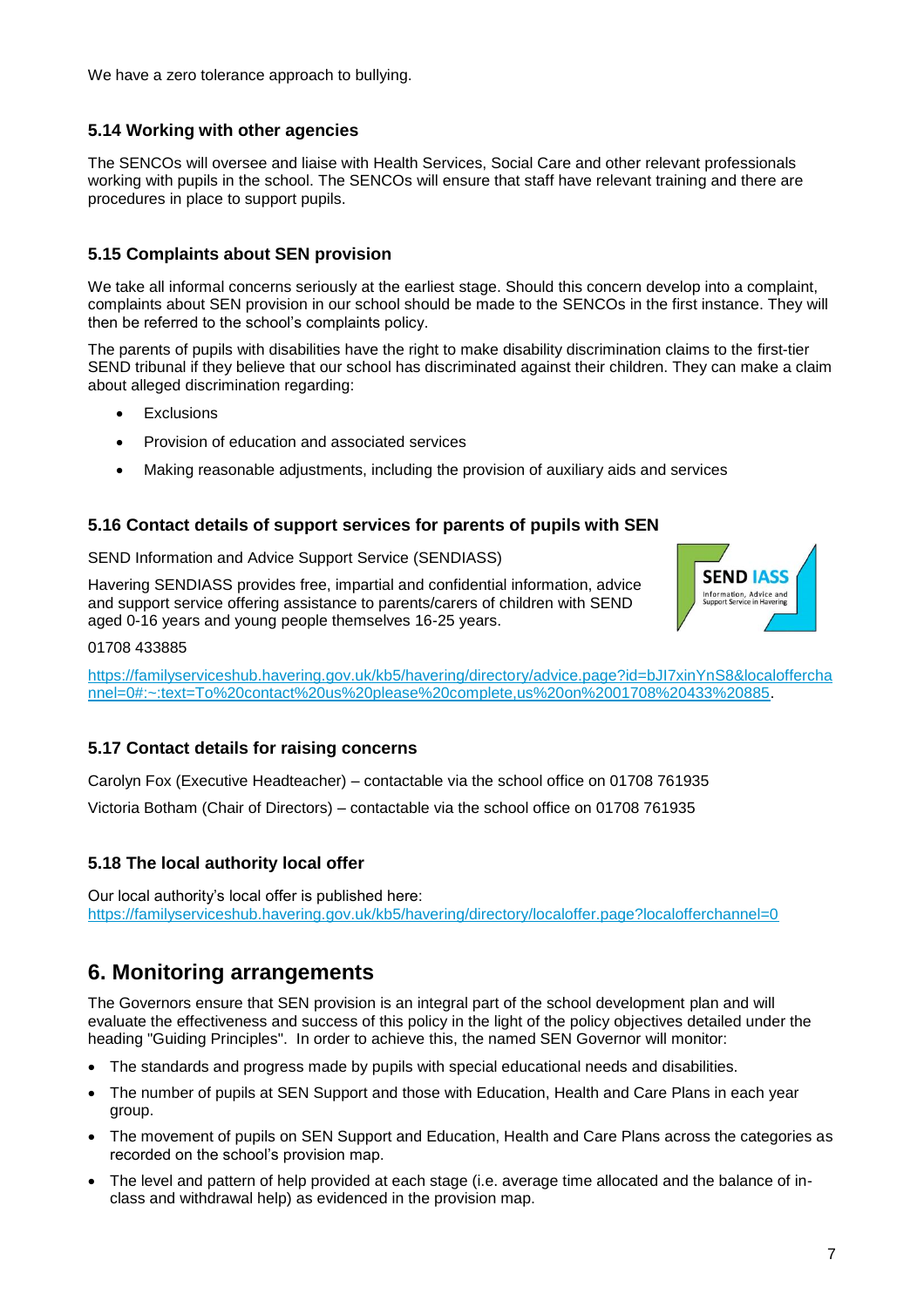We have a zero tolerance approach to bullying.

### 5.14 Working with other agencies

The SENCOs will oversee and liaise with Health Services, Social Care and other relevant professionals working with pupils in the school. The SENCOs will ensure that staff have relevant training and there are procedures in place to support pupils.

### 5.15 Complaints about SEN provision

We take all informal concerns seriously at the earliest stage. Should this concern develop into a complaint, complaints about SEN provision in our school should be made to the SENCOs in the first instance. They will then be referred to the school's complaints policy.

The parents of pupils with disabilities have the right to make disability discrimination claims to the first-tier SEND tribunal if they believe that our school has discriminated against their children. They can make a claim about alleged discrimination regarding:

- Exclusions
- Provision of education and associated services
- Making reasonable adjustments, including the provision of auxiliary aids and services

### 5.16 Contact details of support services for parents of pupils with SEN

SEND Information and Advice Support Service (SENDIASS)

Havering SENDIASS provides free, impartial and confidential information, advice and support service offering assistance to parents/carers of children with SEND aged 0-16 years and young people themselves 16-25 years.

01708 433885

https://familyserviceshub.havering.gov.uk/kb5/havering/directory/advice.page?id=bJI7xinYnS8&localofferchannel=0#:~:text=To%20contact%20us%20please%20complete,us%20on%2001708%20433%20885.

### 5.17 Contact details for raising concerns

Carolyn Fox (Executive Headteacher) – contactable via the school office on 01708 761935

Victoria Botham (Chair of Directors) – contactable via the school office on 01708 761935

### 5.18 The local authority local offer

Our local authority's local offer is published here:
https://familyserviceshub.havering.gov.uk/kb5/havering/directory/localoffer.page?localofferchannel=0

## 6. Monitoring arrangements

The Governors ensure that SEN provision is an integral part of the school development plan and will evaluate the effectiveness and success of this policy in the light of the policy objectives detailed under the heading "Guiding Principles". In order to achieve this, the named SEN Governor will monitor:

- The standards and progress made by pupils with special educational needs and disabilities.
- The number of pupils at SEN Support and those with Education, Health and Care Plans in each year group.
- The movement of pupils on SEN Support and Education, Health and Care Plans across the categories as recorded on the school's provision map.
- The level and pattern of help provided at each stage (i.e. average time allocated and the balance of in-class and withdrawal help) as evidenced in the provision map.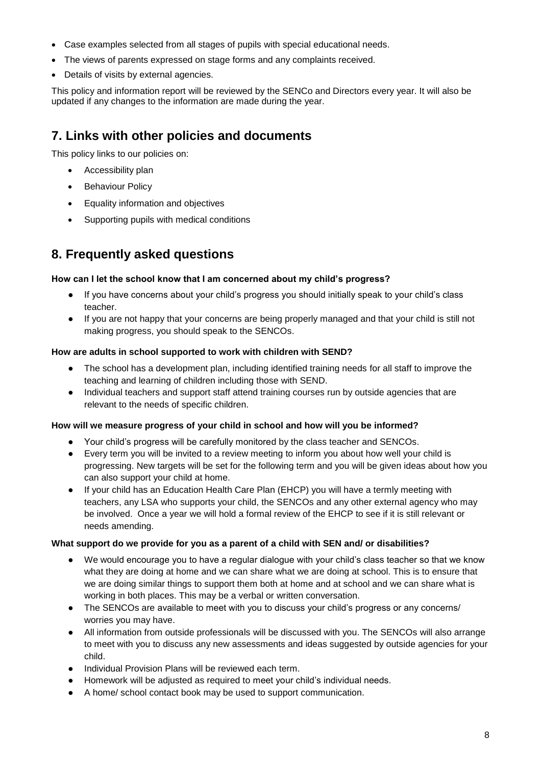- Case examples selected from all stages of pupils with special educational needs.
- The views of parents expressed on stage forms and any complaints received.
- Details of visits by external agencies.

This policy and information report will be reviewed by the SENCo and Directors every year. It will also be updated if any changes to the information are made during the year.

## 7. Links with other policies and documents

This policy links to our policies on:

- Accessibility plan
- Behaviour Policy
- Equality information and objectives
- Supporting pupils with medical conditions

## 8. Frequently asked questions

**How can I let the school know that I am concerned about my child's progress?**

- If you have concerns about your child's progress you should initially speak to your child's class teacher.
- If you are not happy that your concerns are being properly managed and that your child is still not making progress, you should speak to the SENCOs.

**How are adults in school supported to work with children with SEND?**

- The school has a development plan, including identified training needs for all staff to improve the teaching and learning of children including those with SEND.
- Individual teachers and support staff attend training courses run by outside agencies that are relevant to the needs of specific children.

**How will we measure progress of your child in school and how will you be informed?**

- Your child's progress will be carefully monitored by the class teacher and SENCOs.
- Every term you will be invited to a review meeting to inform you about how well your child is progressing. New targets will be set for the following term and you will be given ideas about how you can also support your child at home.
- If your child has an Education Health Care Plan (EHCP) you will have a termly meeting with teachers, any LSA who supports your child, the SENCOs and any other external agency who may be involved. Once a year we will hold a formal review of the EHCP to see if it is still relevant or needs amending.

**What support do we provide for you as a parent of a child with SEN and/ or disabilities?**

- We would encourage you to have a regular dialogue with your child's class teacher so that we know what they are doing at home and we can share what we are doing at school. This is to ensure that we are doing similar things to support them both at home and at school and we can share what is working in both places. This may be a verbal or written conversation.
- The SENCOs are available to meet with you to discuss your child's progress or any concerns/ worries you may have.
- All information from outside professionals will be discussed with you. The SENCOs will also arrange to meet with you to discuss any new assessments and ideas suggested by outside agencies for your child.
- Individual Provision Plans will be reviewed each term.
- Homework will be adjusted as required to meet your child's individual needs.
- A home/ school contact book may be used to support communication.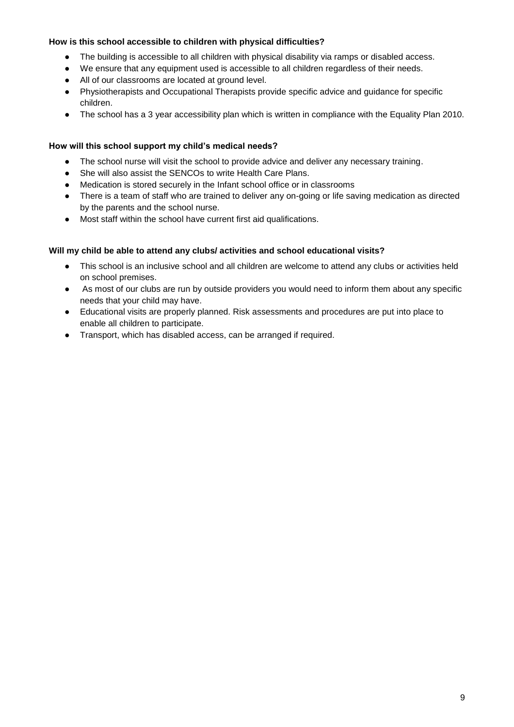**How is this school accessible to children with physical difficulties?**

- The building is accessible to all children with physical disability via ramps or disabled access.
- We ensure that any equipment used is accessible to all children regardless of their needs.
- All of our classrooms are located at ground level.
- Physiotherapists and Occupational Therapists provide specific advice and guidance for specific children.
- The school has a 3 year accessibility plan which is written in compliance with the Equality Plan 2010.

**How will this school support my child's medical needs?**

- The school nurse will visit the school to provide advice and deliver any necessary training.
- She will also assist the SENCOs to write Health Care Plans.
- Medication is stored securely in the Infant school office or in classrooms
- There is a team of staff who are trained to deliver any on-going or life saving medication as directed by the parents and the school nurse.
- Most staff within the school have current first aid qualifications.

**Will my child be able to attend any clubs/ activities and school educational visits?**

- This school is an inclusive school and all children are welcome to attend any clubs or activities held on school premises.
- As most of our clubs are run by outside providers you would need to inform them about any specific needs that your child may have.
- Educational visits are properly planned. Risk assessments and procedures are put into place to enable all children to participate.
- Transport, which has disabled access, can be arranged if required.